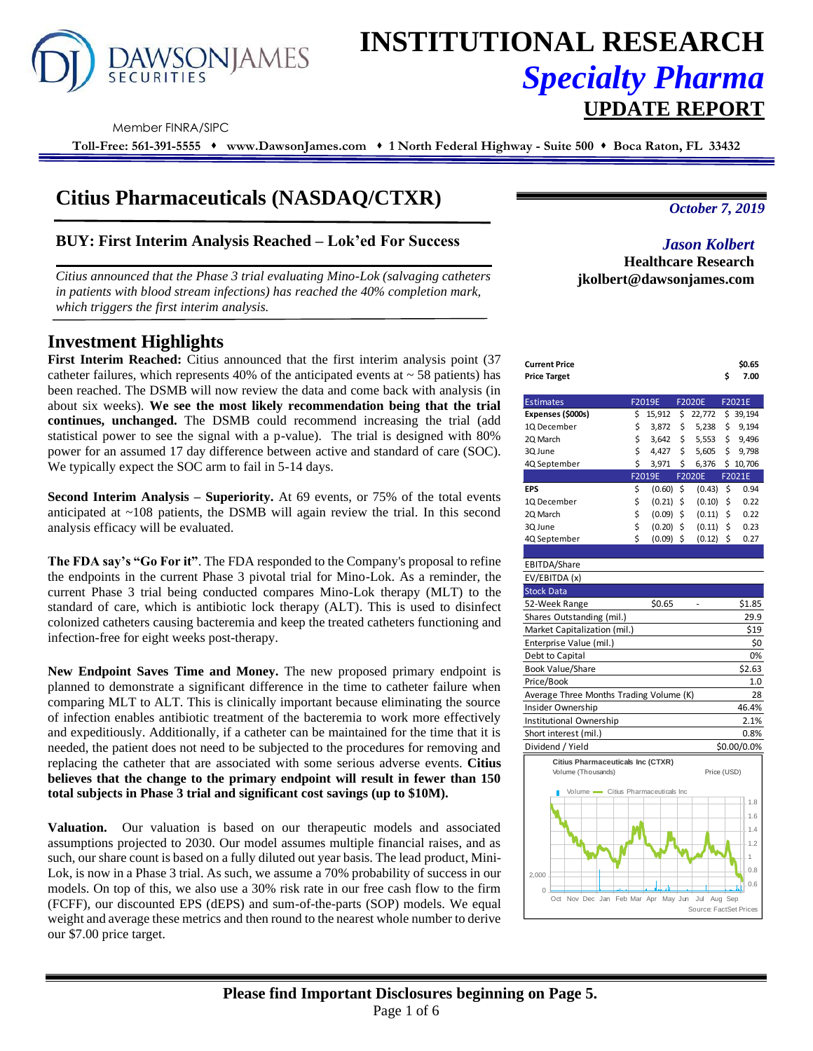# INSTITUTIONAL RESEARCH

## *Specialty Pharma*

## UPDATE REPORT

Member FINRA/SIPC

**Toll-Free: 561-391-5555 • www.DawsonJames.com • 1 North Federal Highway - Suite 500 • Boca Raton, FL 33432**

# Citius Pharmaceuticals (NASDAQ/CTXR)

*October 7, 2019*

## BUY: First Interim Analysis Reached – Lok'ed For Success

*Citius announced that the Phase 3 trial evaluating Mino-Lok (salvaging catheters in patients with blood stream infections) has reached the 40% completion mark, which triggers the first interim analysis.*

*Jason Kolbert*
**Healthcare Research**
**jkolbert@dawsonjames.com**

## Investment Highlights

**First Interim Reached:** Citius announced that the first interim analysis point (37 catheter failures, which represents 40% of the anticipated events at ~ 58 patients) has been reached. The DSMB will now review the data and come back with analysis (in about six weeks). **We see the most likely recommendation being that the trial continues, unchanged.** The DSMB could recommend increasing the trial (add statistical power to see the signal with a p-value). The trial is designed with 80% power for an assumed 17 day difference between active and standard of care (SOC). We typically expect the SOC arm to fail in 5-14 days.

**Second Interim Analysis – Superiority.** At 69 events, or 75% of the total events anticipated at ~108 patients, the DSMB will again review the trial. In this second analysis efficacy will be evaluated.

**The FDA say's "Go For it"**. The FDA responded to the Company's proposal to refine the endpoints in the current Phase 3 pivotal trial for Mino-Lok. As a reminder, the current Phase 3 trial being conducted compares Mino-Lok therapy (MLT) to the standard of care, which is antibiotic lock therapy (ALT). This is used to disinfect colonized catheters causing bacteremia and keep the treated catheters functioning and infection-free for eight weeks post-therapy.

**New Endpoint Saves Time and Money.** The new proposed primary endpoint is planned to demonstrate a significant difference in the time to catheter failure when comparing MLT to ALT. This is clinically important because eliminating the source of infection enables antibiotic treatment of the bacteremia to work more effectively and expeditiously. Additionally, if a catheter can be maintained for the time that it is needed, the patient does not need to be subjected to the procedures for removing and replacing the catheter that are associated with some serious adverse events. **Citius believes that the change to the primary endpoint will result in fewer than 150 total subjects in Phase 3 trial and significant cost savings (up to $10M).**

**Valuation.** Our valuation is based on our therapeutic models and associated assumptions projected to 2030. Our model assumes multiple financial raises, and as such, our share count is based on a fully diluted out year basis. The lead product, Mini-Lok, is now in a Phase 3 trial. As such, we assume a 70% probability of success in our models. On top of this, we also use a 30% risk rate in our free cash flow to the firm (FCFF), our discounted EPS (dEPS) and sum-of-the-parts (SOP) models. We equal weight and average these metrics and then round to the nearest whole number to derive our $7.00 price target.

| | |
|---|---|
| **Current Price** | **$0.65** |
| **Price Target** | **$ 7.00** |

| Estimates | F2019E | F2020E | F2021E |
|---|---|---|---|
| **Expenses ($000s)** | $ 15,912 | $ 22,772 | $ 39,194 |
| 1Q December | $ 3,872 | $ 5,238 | $ 9,194 |
| 2Q March | $ 3,642 | $ 5,553 | $ 9,496 |
| 3Q June | $ 4,427 | $ 5,605 | $ 9,798 |
| 4Q September | $ 3,971 | $ 6,376 | $ 10,706 |
| | **F2019E** | **F2020E** | **F2021E** |
| **EPS** | $ (0.60) | $ (0.43) | $ 0.94 |
| 1Q December | $ (0.21) | $ (0.10) | $ 0.22 |
| 2Q March | $ (0.09) | $ (0.11) | $ 0.22 |
| 3Q June | $ (0.20) | $ (0.11) | $ 0.23 |
| 4Q September | $ (0.09) | $ (0.12) | $ 0.27 |

| | |
|---|---|
| EBITDA/Share | |
| EV/EBITDA (x) | |
| **Stock Data** | |
| 52-Week Range | $0.65 - $1.85 |
| Shares Outstanding (mil.) | 29.9 |
| Market Capitalization (mil.) | $19 |
| Enterprise Value (mil.) | $0 |
| Debt to Capital | 0% |
| Book Value/Share | $2.63 |
| Price/Book | 1.0 |
| Average Three Months Trading Volume (K) | 28 |
| Insider Ownership | 46.4% |
| Institutional Ownership | 2.1% |
| Short interest (mil.) | 0.8% |
| Dividend / Yield | $0.00/0.0% |

Citius Pharmaceuticals Inc (CTXR)
Volume (Thousands) Price (USD)

Source: FactSet Prices

**Please find Important Disclosures beginning on Page 5.**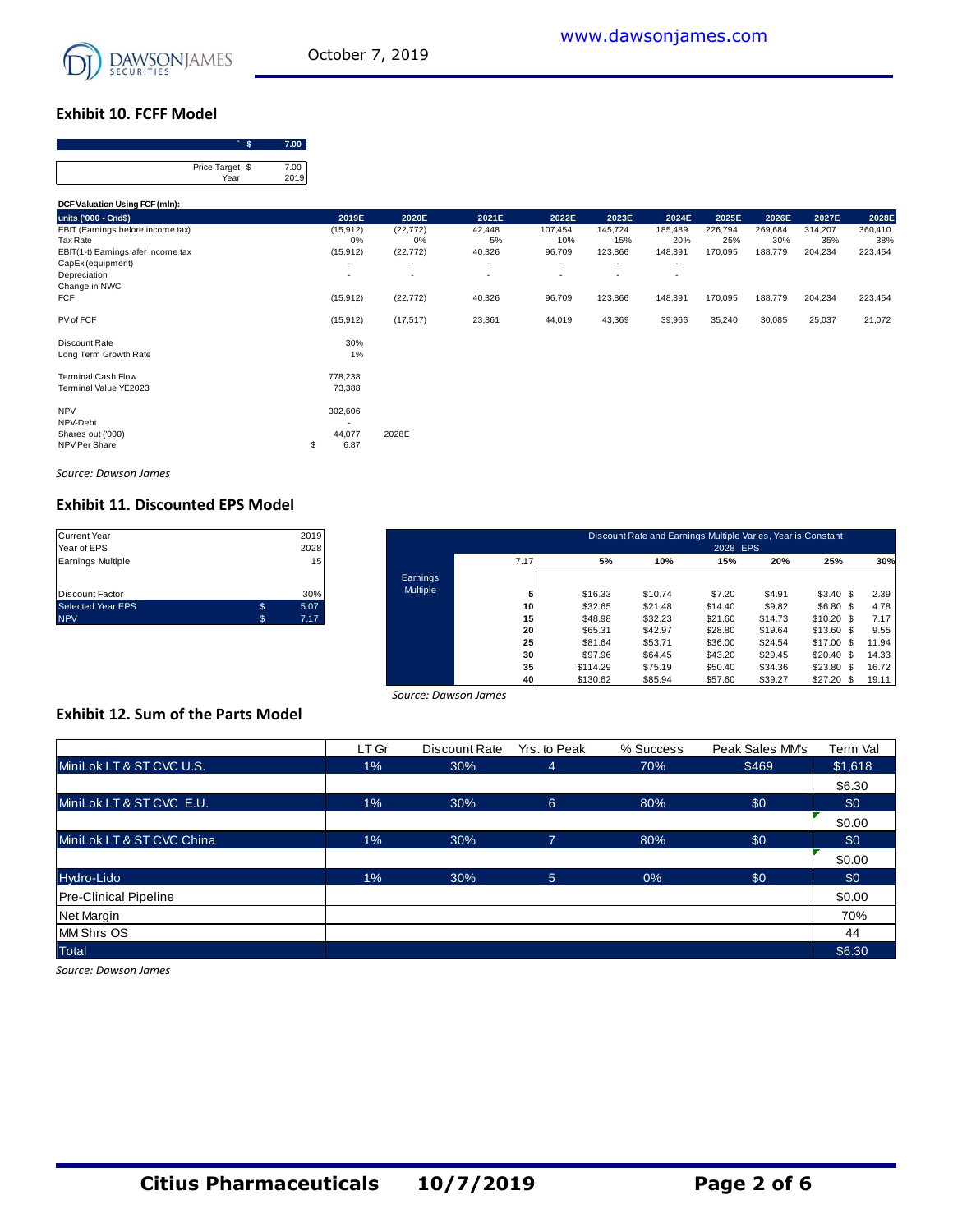## Exhibit 10. FCFF Model

| ` $ | 7.00 |
|---|---|
| Price Target $ | 7.00 |
| Year | 2019 |

**DCF Valuation Using FCF (mln):**

| units ('000 - Cnd$) | 2019E | 2020E | 2021E | 2022E | 2023E | 2024E | 2025E | 2026E | 2027E | 2028E |
|---|---|---|---|---|---|---|---|---|---|---|
| EBIT (Earnings before income tax) | (15,912) | (22,772) | 42,448 | 107,454 | 145,724 | 185,489 | 226,794 | 269,684 | 314,207 | 360,410 |
| Tax Rate | 0% | 0% | 5% | 10% | 15% | 20% | 25% | 30% | 35% | 38% |
| EBIT(1-t) Earnings afer income tax | (15,912) | (22,772) | 40,326 | 96,709 | 123,866 | 148,391 | 170,095 | 188,779 | 204,234 | 223,454 |
| CapEx (equipment) | - | - | - | - | - | - | | | | |
| Depreciation | - | - | - | - | - | - | | | | |
| Change in NWC | | | | | | | | | | |
| FCF | (15,912) | (22,772) | 40,326 | 96,709 | 123,866 | 148,391 | 170,095 | 188,779 | 204,234 | 223,454 |
| | | | | | | | | | | |
| PV of FCF | (15,912) | (17,517) | 23,861 | 44,019 | 43,369 | 39,966 | 35,240 | 30,085 | 25,037 | 21,072 |
| | | | | | | | | | | |
| Discount Rate | 30% | | | | | | | | | |
| Long Term Growth Rate | 1% | | | | | | | | | |
| | | | | | | | | | | |
| Terminal Cash Flow | 778,238 | | | | | | | | | |
| Terminal Value YE2023 | 73,388 | | | | | | | | | |
| | | | | | | | | | | |
| NPV | 302,606 | | | | | | | | | |
| NPV-Debt | - | | | | | | | | | |
| Shares out ('000) | 44,077 | 2028E | | | | | | | | |
| NPV Per Share | $ 6.87 | | | | | | | | | |

*Source: Dawson James*

## Exhibit 11. Discounted EPS Model

| | | |
|---|---|---|
| Current Year | | 2019 |
| Year of EPS | | 2028 |
| Earnings Multiple | | 15 |
| | | |
| Discount Factor | | 30% |
| Selected Year EPS | $ | 5.07 |
| NPV | $ | 7.17 |

| | Discount Rate and Earnings Multiple Varies, Year is Constant | | | | | | |
|---|---|---|---|---|---|---|---|
| | | 2028 EPS | | | | | |
| | 7.17 | 5% | 10% | 15% | 20% | 25% | 30% |
| Earnings Multiple | | | | | | | |
| | 5 | $16.33 | $10.74 | $7.20 | $4.91 | $3.40 | $ 2.39 |
| | 10 | $32.65 | $21.48 | $14.40 | $9.82 | $6.80 | $ 4.78 |
| | 15 | $48.98 | $32.23 | $21.60 | $14.73 | $10.20 | $ 7.17 |
| | 20 | $65.31 | $42.97 | $28.80 | $19.64 | $13.60 | $ 9.55 |
| | 25 | $81.64 | $53.71 | $36.00 | $24.54 | $17.00 | $ 11.94 |
| | 30 | $97.96 | $64.45 | $43.20 | $29.45 | $20.40 | $ 14.33 |
| | 35 | $114.29 | $75.19 | $50.40 | $34.36 | $23.80 | $ 16.72 |
| | 40 | $130.62 | $85.94 | $57.60 | $39.27 | $27.20 | $ 19.11 |

*Source: Dawson James*

## Exhibit 12. Sum of the Parts Model

| | LT Gr | Discount Rate | Yrs. to Peak | % Success | Peak Sales MM's | Term Val |
|---|---|---|---|---|---|---|
| MiniLok LT & ST CVC U.S. | 1% | 30% | 4 | 70% | $469 | $1,618 |
| | | | | | | $6.30 |
| MiniLok LT & ST CVC E.U. | 1% | 30% | 6 | 80% | $0 | $0 |
| | | | | | | $0.00 |
| MiniLok LT & ST CVC China | 1% | 30% | 7 | 80% | $0 | $0 |
| | | | | | | $0.00 |
| Hydro-Lido | 1% | 30% | 5 | 0% | $0 | $0 |
| Pre-Clinical Pipeline | | | | | | $0.00 |
| Net Margin | | | | | | 70% |
| MM Shrs OS | | | | | | 44 |
| Total | | | | | | $6.30 |

*Source: Dawson James*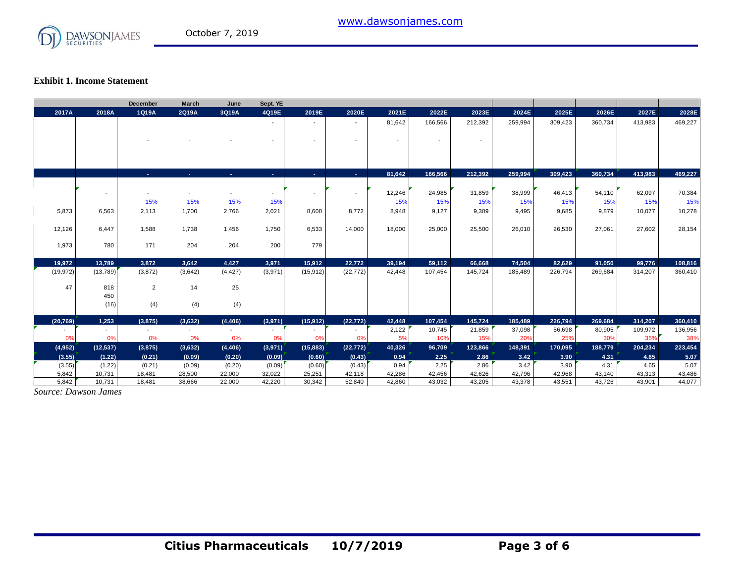**Exhibit 1. Income Statement**

| | | December | March | June | Sept. YE | | | | | | | | | | |
|---|---|---|---|---|---|---|---|---|---|---|---|---|---|---|---|
| **2017A** | **2018A** | **1Q19A** | **2Q19A** | **3Q19A** | **4Q19E** | **2019E** | **2020E** | **2021E** | **2022E** | **2023E** | **2024E** | **2025E** | **2026E** | **2027E** | **2028E** |
| | | | | | - | - | - | 81,642 | 166,566 | 212,392 | 259,994 | 309,423 | 360,734 | 413,983 | 469,227 |
| | | - | - | - | - | - | - | - | - | - | | | | | |
| | | **-** | **-** | **-** | **-** | **-** | **-** | **81,642** | **166,566** | **212,392** | **259,994** | **309,423** | **360,734** | **413,983** | **469,227** |
| | - | - | - | - | - | - | - | 12,246 | 24,985 | 31,859 | 38,999 | 46,413 | 54,110 | 62,097 | 70,384 |
| | | 15% | 15% | 15% | 15% | | | 15% | 15% | 15% | 15% | 15% | 15% | 15% | 15% |
| 5,873 | 6,563 | 2,113 | 1,700 | 2,766 | 2,021 | 8,600 | 8,772 | 8,948 | 9,127 | 9,309 | 9,495 | 9,685 | 9,879 | 10,077 | 10,278 |
| 12,126 | 6,447 | 1,588 | 1,738 | 1,456 | 1,750 | 6,533 | 14,000 | 18,000 | 25,000 | 25,500 | 26,010 | 26,530 | 27,061 | 27,602 | 28,154 |
| 1,973 | 780 | 171 | 204 | 204 | 200 | 779 | | | | | | | | | |
| **19,972** | **13,789** | **3,872** | **3,642** | **4,427** | **3,971** | **15,912** | **22,772** | **39,194** | **59,112** | **66,668** | **74,504** | **82,629** | **91,050** | **99,776** | **108,816** |
| (19,972) | (13,789) | (3,872) | (3,642) | (4,427) | (3,971) | (15,912) | (22,772) | 42,448 | 107,454 | 145,724 | 185,489 | 226,794 | 269,684 | 314,207 | 360,410 |
| 47 | 818 | 2 | 14 | 25 | | | | | | | | | | | |
| | 450 | | | | | | | | | | | | | | |
| | (16) | (4) | (4) | (4) | | | | | | | | | | | |
| **(20,769)** | **1,253** | **(3,875)** | **(3,632)** | **(4,406)** | **(3,971)** | **(15,912)** | **(22,772)** | **42,448** | **107,454** | **145,724** | **185,489** | **226,794** | **269,684** | **314,207** | **360,410** |
| - | - | - | - | - | - | - | - | 2,122 | 10,745 | 21,859 | 37,098 | 56,698 | 80,905 | 109,972 | 136,956 |
| 0% | 0% | 0% | 0% | 0% | 0% | 0% | 0% | 5% | 10% | 15% | 20% | 25% | 30% | 35% | 38% |
| **(4,952)** | **(12,537)** | **(3,875)** | **(3,632)** | **(4,406)** | **(3,971)** | **(15,883)** | **(22,772)** | **40,326** | **96,709** | **123,866** | **148,391** | **170,095** | **188,779** | **204,234** | **223,454** |
| **(3.55)** | **(1.22)** | **(0.21)** | **(0.09)** | **(0.20)** | **(0.09)** | **(0.60)** | **(0.43)** | **0.94** | **2.25** | **2.86** | **3.42** | **3.90** | **4.31** | **4.65** | **5.07** |
| (3.55) | (1.22) | (0.21) | (0.09) | (0.20) | (0.09) | (0.60) | (0.43) | 0.94 | 2.25 | 2.86 | 3.42 | 3.90 | 4.31 | 4.65 | 5.07 |
| 5,842 | 10,731 | 18,481 | 28,500 | 22,000 | 32,022 | 25,251 | 42,118 | 42,286 | 42,456 | 42,626 | 42,796 | 42,968 | 43,140 | 43,313 | 43,486 |
| 5,842 | 10,731 | 18,481 | 38,666 | 22,000 | 42,220 | 30,342 | 52,840 | 42,860 | 43,032 | 43,205 | 43,378 | 43,551 | 43,726 | 43,901 | 44,077 |

*Source: Dawson James*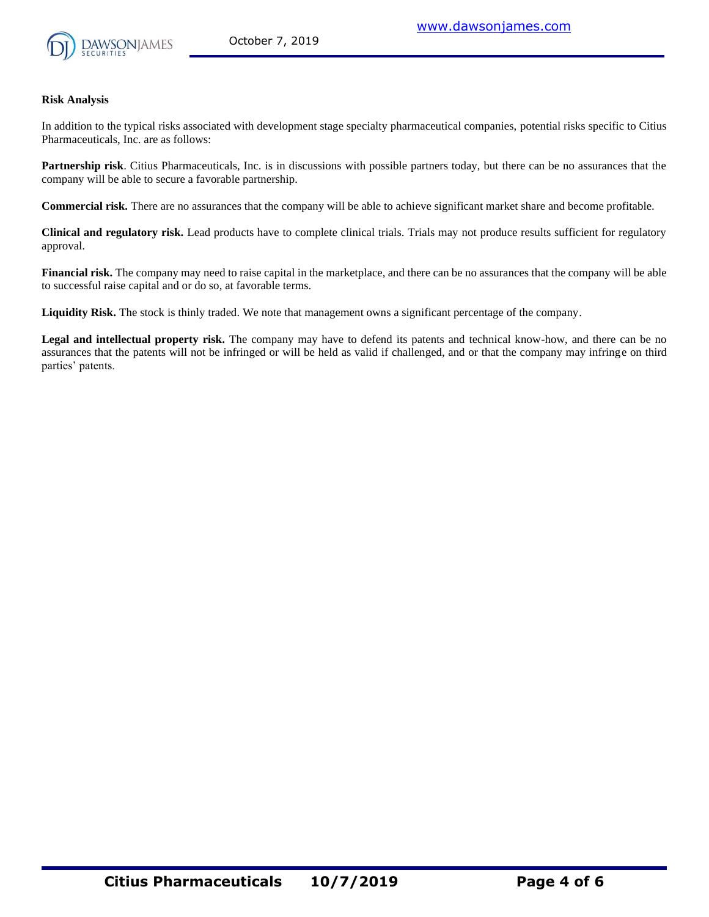**Risk Analysis**

In addition to the typical risks associated with development stage specialty pharmaceutical companies, potential risks specific to Citius Pharmaceuticals, Inc. are as follows:

**Partnership risk**. Citius Pharmaceuticals, Inc. is in discussions with possible partners today, but there can be no assurances that the company will be able to secure a favorable partnership.

**Commercial risk.** There are no assurances that the company will be able to achieve significant market share and become profitable.

**Clinical and regulatory risk.** Lead products have to complete clinical trials. Trials may not produce results sufficient for regulatory approval.

**Financial risk.** The company may need to raise capital in the marketplace, and there can be no assurances that the company will be able to successful raise capital and or do so, at favorable terms.

**Liquidity Risk.** The stock is thinly traded. We note that management owns a significant percentage of the company.

**Legal and intellectual property risk.** The company may have to defend its patents and technical know-how, and there can be no assurances that the patents will not be infringed or will be held as valid if challenged, and or that the company may infringe on third parties' patents.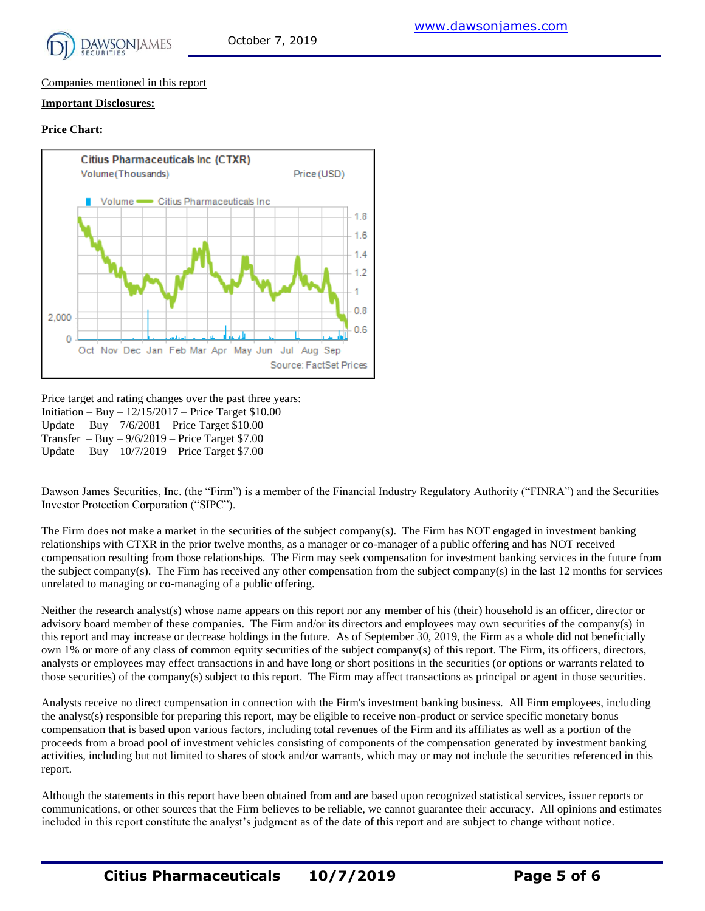Companies mentioned in this report

**Important Disclosures:**

**Price Chart:**

Price target and rating changes over the past three years:

Initiation – Buy – 12/15/2017 – Price Target $10.00
Update – Buy – 7/6/2081 – Price Target $10.00
Transfer – Buy – 9/6/2019 – Price Target $7.00
Update – Buy – 10/7/2019 – Price Target $7.00

Dawson James Securities, Inc. (the "Firm") is a member of the Financial Industry Regulatory Authority ("FINRA") and the Securities Investor Protection Corporation ("SIPC").

The Firm does not make a market in the securities of the subject company(s). The Firm has NOT engaged in investment banking relationships with CTXR in the prior twelve months, as a manager or co-manager of a public offering and has NOT received compensation resulting from those relationships. The Firm may seek compensation for investment banking services in the future from the subject company(s). The Firm has received any other compensation from the subject company(s) in the last 12 months for services unrelated to managing or co-managing of a public offering.

Neither the research analyst(s) whose name appears on this report nor any member of his (their) household is an officer, director or advisory board member of these companies. The Firm and/or its directors and employees may own securities of the company(s) in this report and may increase or decrease holdings in the future. As of September 30, 2019, the Firm as a whole did not beneficially own 1% or more of any class of common equity securities of the subject company(s) of this report. The Firm, its officers, directors, analysts or employees may effect transactions in and have long or short positions in the securities (or options or warrants related to those securities) of the company(s) subject to this report. The Firm may affect transactions as principal or agent in those securities.

Analysts receive no direct compensation in connection with the Firm's investment banking business. All Firm employees, including the analyst(s) responsible for preparing this report, may be eligible to receive non-product or service specific monetary bonus compensation that is based upon various factors, including total revenues of the Firm and its affiliates as well as a portion of the proceeds from a broad pool of investment vehicles consisting of components of the compensation generated by investment banking activities, including but not limited to shares of stock and/or warrants, which may or may not include the securities referenced in this report.

Although the statements in this report have been obtained from and are based upon recognized statistical services, issuer reports or communications, or other sources that the Firm believes to be reliable, we cannot guarantee their accuracy. All opinions and estimates included in this report constitute the analyst's judgment as of the date of this report and are subject to change without notice.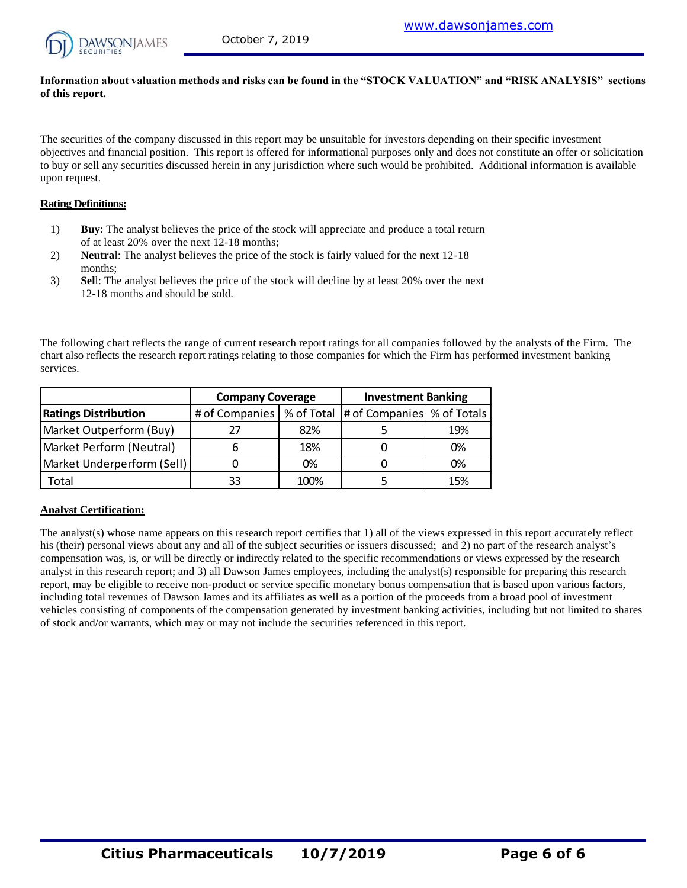**Information about valuation methods and risks can be found in the "STOCK VALUATION" and "RISK ANALYSIS" sections of this report.**

The securities of the company discussed in this report may be unsuitable for investors depending on their specific investment objectives and financial position. This report is offered for informational purposes only and does not constitute an offer or solicitation to buy or sell any securities discussed herein in any jurisdiction where such would be prohibited. Additional information is available upon request.

**Rating Definitions:**

1) **Buy**: The analyst believes the price of the stock will appreciate and produce a total return of at least 20% over the next 12-18 months;
2) **Neutral**: The analyst believes the price of the stock is fairly valued for the next 12-18 months;
3) **Sell**: The analyst believes the price of the stock will decline by at least 20% over the next 12-18 months and should be sold.

The following chart reflects the range of current research report ratings for all companies followed by the analysts of the Firm. The chart also reflects the research report ratings relating to those companies for which the Firm has performed investment banking services.

| | Company Coverage | | Investment Banking | |
|---|---|---|---|---|
| **Ratings Distribution** | # of Companies | % of Total | # of Companies | % of Totals |
| Market Outperform (Buy) | 27 | 82% | 5 | 19% |
| Market Perform (Neutral) | 6 | 18% | 0 | 0% |
| Market Underperform (Sell) | 0 | 0% | 0 | 0% |
| Total | 33 | 100% | 5 | 15% |

**Analyst Certification:**

The analyst(s) whose name appears on this research report certifies that 1) all of the views expressed in this report accurately reflect his (their) personal views about any and all of the subject securities or issuers discussed; and 2) no part of the research analyst's compensation was, is, or will be directly or indirectly related to the specific recommendations or views expressed by the research analyst in this research report; and 3) all Dawson James employees, including the analyst(s) responsible for preparing this research report, may be eligible to receive non-product or service specific monetary bonus compensation that is based upon various factors, including total revenues of Dawson James and its affiliates as well as a portion of the proceeds from a broad pool of investment vehicles consisting of components of the compensation generated by investment banking activities, including but not limited to shares of stock and/or warrants, which may or may not include the securities referenced in this report.